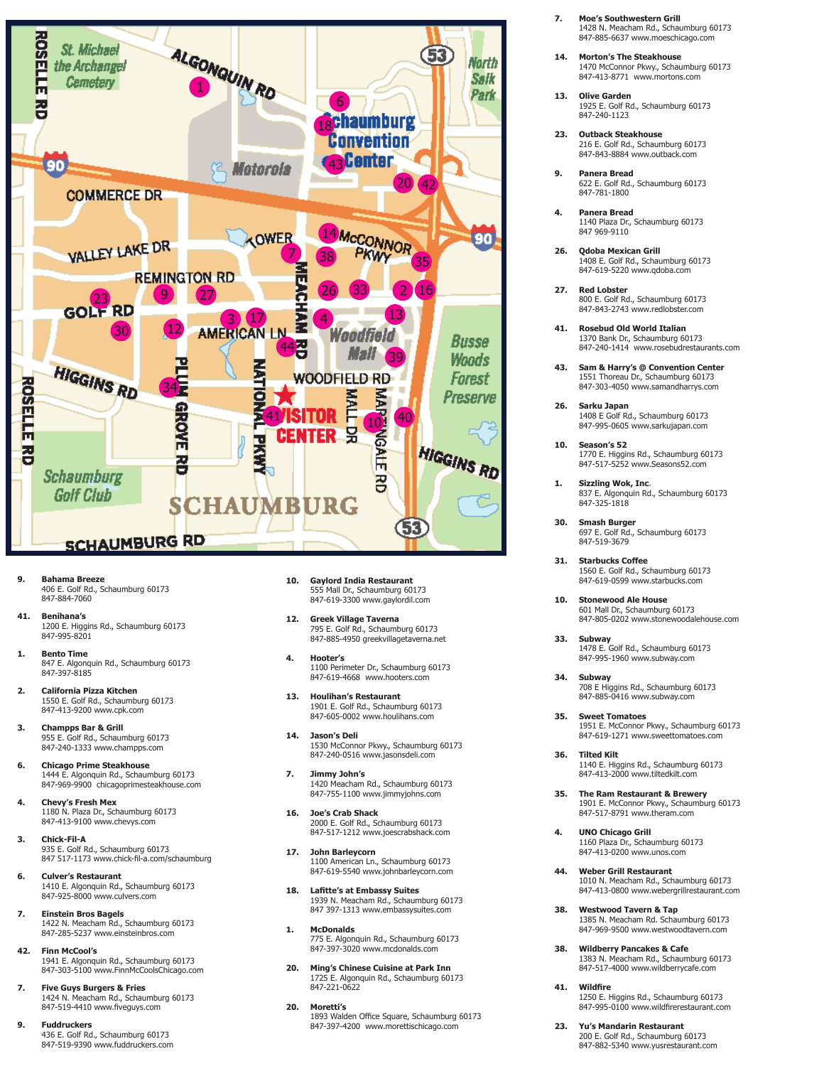9. **Bahama Breeze**
406 E. Golf Rd., Schaumburg 60173
847-884-7060

41. **Benihana's**
1200 E. Higgins Rd., Schaumburg 60173
847-995-8201

1. **Bento Time**
847 E. Algonquin Rd., Schaumburg 60173
847-397-8185

2. **California Pizza Kitchen**
1550 E. Golf Rd., Schaumburg 60173
847-413-9200 www.cpk.com

3. **Champps Bar & Grill**
955 E. Golf Rd., Schaumburg 60173
847-240-1333 www.champps.com

6. **Chicago Prime Steakhouse**
1444 E. Algonquin Rd., Schaumburg 60173
847-969-9900 chicagoprimesteakhouse.com

4. **Chevy's Fresh Mex**
1180 N. Plaza Dr., Schaumburg 60173
847-413-9100 www.chevys.com

3. **Chick-Fil-A**
935 E. Golf Rd., Schaumburg 60173
847 517-1173 www.chick-fil-a.com/schaumburg

6. **Culver's Restaurant**
1410 E. Algonquin Rd., Schaumburg 60173
847-925-8000 www.culvers.com

7. **Einstein Bros Bagels**
1422 N. Meacham Rd., Schaumburg 60173
847-285-5237 www.einsteinbros.com

42. **Finn McCool's**
1941 E. Algonquin Rd., Schaumburg 60173
847-303-5100 www.FinnMcCoolsChicago.com

7. **Five Guys Burgers & Fries**
1424 N. Meacham Rd., Schaumburg 60173
847-519-4410 www.fiveguys.com

9. **Fuddruckers**
436 E. Golf Rd., Schaumburg 60173
847-519-9390 www.fuddruckers.com

10. **Gaylord India Restaurant**
555 Mall Dr., Schaumburg 60173
847-619-3300 www.gaylordil.com

12. **Greek Village Taverna**
795 E. Golf Rd., Schaumburg 60173
847-885-4950 greekvillagetaverna.net

4. **Hooter's**
1100 Perimeter Dr., Schaumburg 60173
847-619-4668 www.hooters.com

13. **Houlihan's Restaurant**
1901 E. Golf Rd., Schaumburg 60173
847-605-0002 www.houlihans.com

14. **Jason's Deli**
1530 McConnor Pkwy., Schaumburg 60173
847-240-0516 www.jasonsdeli.com

7. **Jimmy John's**
1420 Meacham Rd., Schaumburg 60173
847-755-1100 www.jimmyjohns.com

16. **Joe's Crab Shack**
2000 E. Golf Rd., Schaumburg 60173
847-517-1212 www.joescrabshack.com

17. **John Barleycorn**
1100 American Ln., Schaumburg 60173
847-619-5540 www.johnbarleycorn.com

18. **Lafitte's at Embassy Suites**
1939 N. Meacham Rd., Schaumburg 60173
847 397-1313 www.embassysuites.com

1. **McDonalds**
775 E. Algonquin Rd., Schaumburg 60173
847-397-3020 www.mcdonalds.com

20. **Ming's Chinese Cuisine at Park Inn**
1725 E. Algonquin Rd., Schaumburg 60173
847-221-0622

20. **Moretti's**
1893 Walden Office Square, Schaumburg 60173
847-397-4200 www.morettischicago.com

7. **Moe's Southwestern Grill**
1428 N. Meacham Rd., Schaumburg 60173
847-885-6637 www.moeschicago.com

14. **Morton's The Steakhouse**
1470 McConnor Pkwy., Schaumburg 60173
847-413-8771 www.mortons.com

13. **Olive Garden**
1925 E. Golf Rd., Schaumburg 60173
847-240-1123

23. **Outback Steakhouse**
216 E. Golf Rd., Schaumburg 60173
847-843-8884 www.outback.com

9. **Panera Bread**
622 E. Golf Rd., Schaumburg 60173
847-781-1800

4. **Panera Bread**
1140 Plaza Dr., Schaumburg 60173
847 969-9110

26. **Qdoba Mexican Grill**
1408 E. Golf Rd., Schaumburg 60173
847-619-5220 www.qdoba.com

27. **Red Lobster**
800 E. Golf Rd., Schaumburg 60173
847-843-2743 www.redlobster.com

41. **Rosebud Old World Italian**
1370 Bank Dr., Schaumburg 60173
847-240-1414 www.rosebudrestaurants.com

43. **Sam & Harry's @ Convention Center**
1551 Thoreau Dr., Schaumburg 60173
847-303-4050 www.samandharrys.com

26. **Sarku Japan**
1408 E Golf Rd., Schaumburg 60173
847-995-0605 www.sarkujapan.com

10. **Season's 52**
1770 E. Higgins Rd., Schaumburg 60173
847-517-5252 www.Seasons52.com

1. **Sizzling Wok, Inc**.
837 E. Algonquin Rd., Schaumburg 60173
847-325-1818

30. **Smash Burger**
697 E. Golf Rd., Schaumburg 60173
847-519-3679

31. **Starbucks Coffee**
1560 E. Golf Rd., Schaumburg 60173
847-619-0599 www.starbucks.com

10. **Stonewood Ale House**
601 Mall Dr., Schaumburg 60173
847-805-0202 www.stonewoodalehouse.com

33. **Subway**
1478 E. Golf Rd., Schaumburg 60173
847-995-1960 www.subway.com

34. **Subway**
708 E Higgins Rd., Schaumburg 60173
847-885-0416 www.subway.com

35. **Sweet Tomatoes**
1951 E. McConnor Pkwy., Schaumburg 60173
847-619-1271 www.sweettomatoes.com

36. **Tilted Kilt**
1140 E. Higgins Rd., Schaumburg 60173
847-413-2000 www.tiltedkilt.com

35. **The Ram Restaurant & Brewery**
1901 E. McConnor Pkwy., Schaumburg 60173
847-517-8791 www.theram.com

4. **UNO Chicago Grill**
1160 Plaza Dr., Schaumburg 60173
847-413-0200 www.unos.com

44. **Weber Grill Restaurant**
1010 N. Meacham Rd., Schaumburg 60173
847-413-0800 www.webergrillrestaurant.com

38. **Westwood Tavern & Tap**
1385 N. Meacham Rd. Schaumburg 60173
847-969-9500 www.westwoodtavern.com

38. **Wildberry Pancakes & Cafe**
1383 N. Meacham Rd., Schaumburg 60173
847-517-4000 www.wildberrycafe.com

41. **Wildfire**
1250 E. Higgins Rd., Schaumburg 60173
847-995-0100 www.wildfirerestaurant.com

23. **Yu's Mandarin Restaurant**
200 E. Golf Rd., Schaumburg 60173
847-882-5340 www.yusrestaurant.com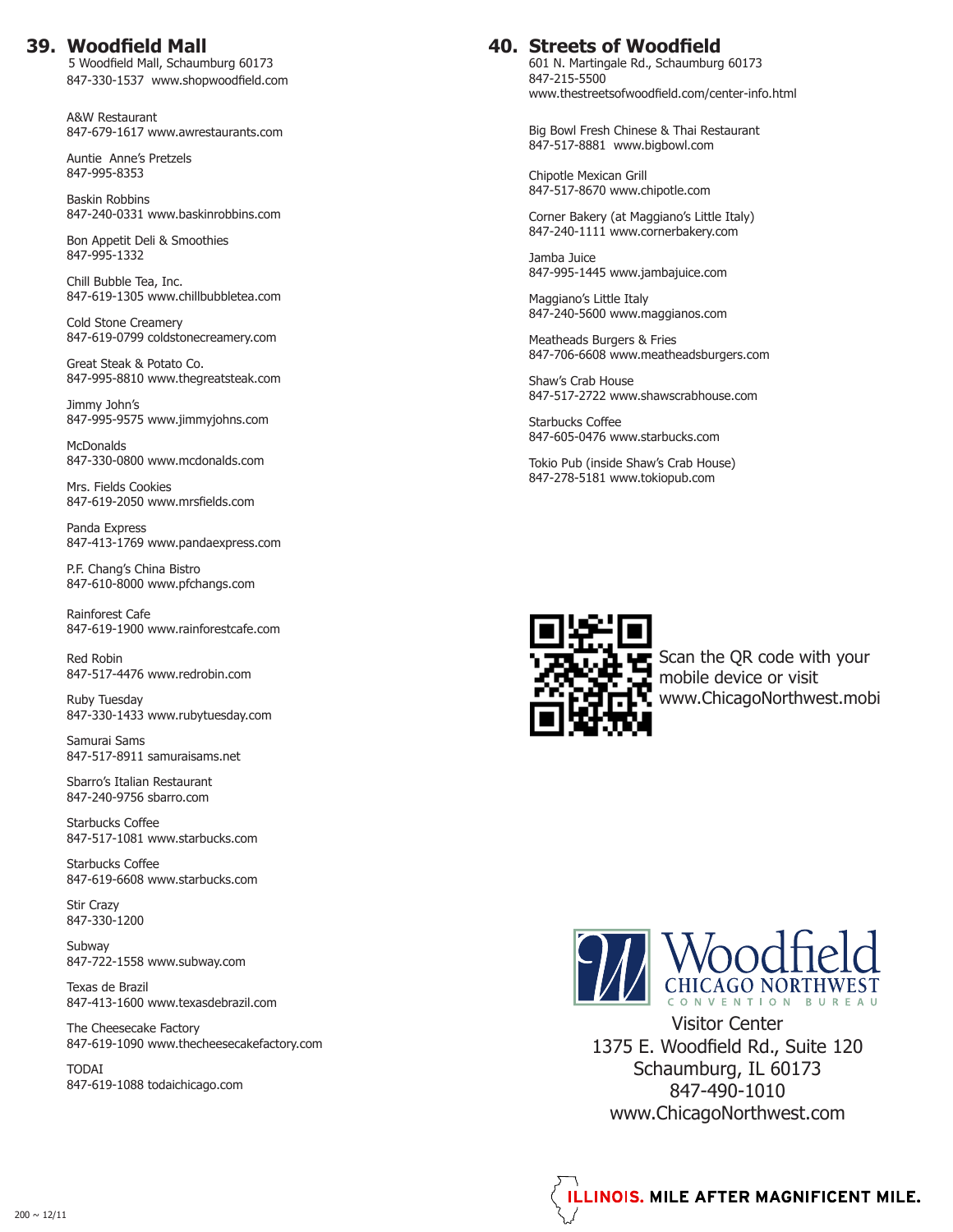## 39. Woodfield Mall

5 Woodfield Mall, Schaumburg 60173
847-330-1537 www.shopwoodfield.com

A&W Restaurant
847-679-1617 www.awrestaurants.com

Auntie Anne's Pretzels
847-995-8353

Baskin Robbins
847-240-0331 www.baskinrobbins.com

Bon Appetit Deli & Smoothies
847-995-1332

Chill Bubble Tea, Inc.
847-619-1305 www.chillbubbletea.com

Cold Stone Creamery
847-619-0799 coldstonecreamery.com

Great Steak & Potato Co.
847-995-8810 www.thegreatsteak.com

Jimmy John's
847-995-9575 www.jimmyjohns.com

McDonalds
847-330-0800 www.mcdonalds.com

Mrs. Fields Cookies
847-619-2050 www.mrsfields.com

Panda Express
847-413-1769 www.pandaexpress.com

P.F. Chang's China Bistro
847-610-8000 www.pfchangs.com

Rainforest Cafe
847-619-1900 www.rainforestcafe.com

Red Robin
847-517-4476 www.redrobin.com

Ruby Tuesday
847-330-1433 www.rubytuesday.com

Samurai Sams
847-517-8911 samuraisams.net

Sbarro's Italian Restaurant
847-240-9756 sbarro.com

Starbucks Coffee
847-517-1081 www.starbucks.com

Starbucks Coffee
847-619-6608 www.starbucks.com

Stir Crazy
847-330-1200

Subway
847-722-1558 www.subway.com

Texas de Brazil
847-413-1600 www.texasdebrazil.com

The Cheesecake Factory
847-619-1090 www.thecheesecakefactory.com

TODAI
847-619-1088 todaichicago.com

## 40. Streets of Woodfield

601 N. Martingale Rd., Schaumburg 60173
847-215-5500
www.thestreetsofwoodfield.com/center-info.html

Big Bowl Fresh Chinese & Thai Restaurant
847-517-8881 www.bigbowl.com

Chipotle Mexican Grill
847-517-8670 www.chipotle.com

Corner Bakery (at Maggiano's Little Italy)
847-240-1111 www.cornerbakery.com

Jamba Juice
847-995-1445 www.jambajuice.com

Maggiano's Little Italy
847-240-5600 www.maggianos.com

Meatheads Burgers & Fries
847-706-6608 www.meatheadsburgers.com

Shaw's Crab House
847-517-2722 www.shawscrabhouse.com

Starbucks Coffee
847-605-0476 www.starbucks.com

Tokio Pub (inside Shaw's Crab House)
847-278-5181 www.tokiopub.com

Scan the QR code with your mobile device or visit www.ChicagoNorthwest.mobi

Woodfield Chicago Northwest Convention Bureau

Visitor Center
1375 E. Woodfield Rd., Suite 120
Schaumburg, IL 60173
847-490-1010
www.ChicagoNorthwest.com

ILLINOIS. MILE AFTER MAGNIFICENT MILE.

200 ~ 12/11